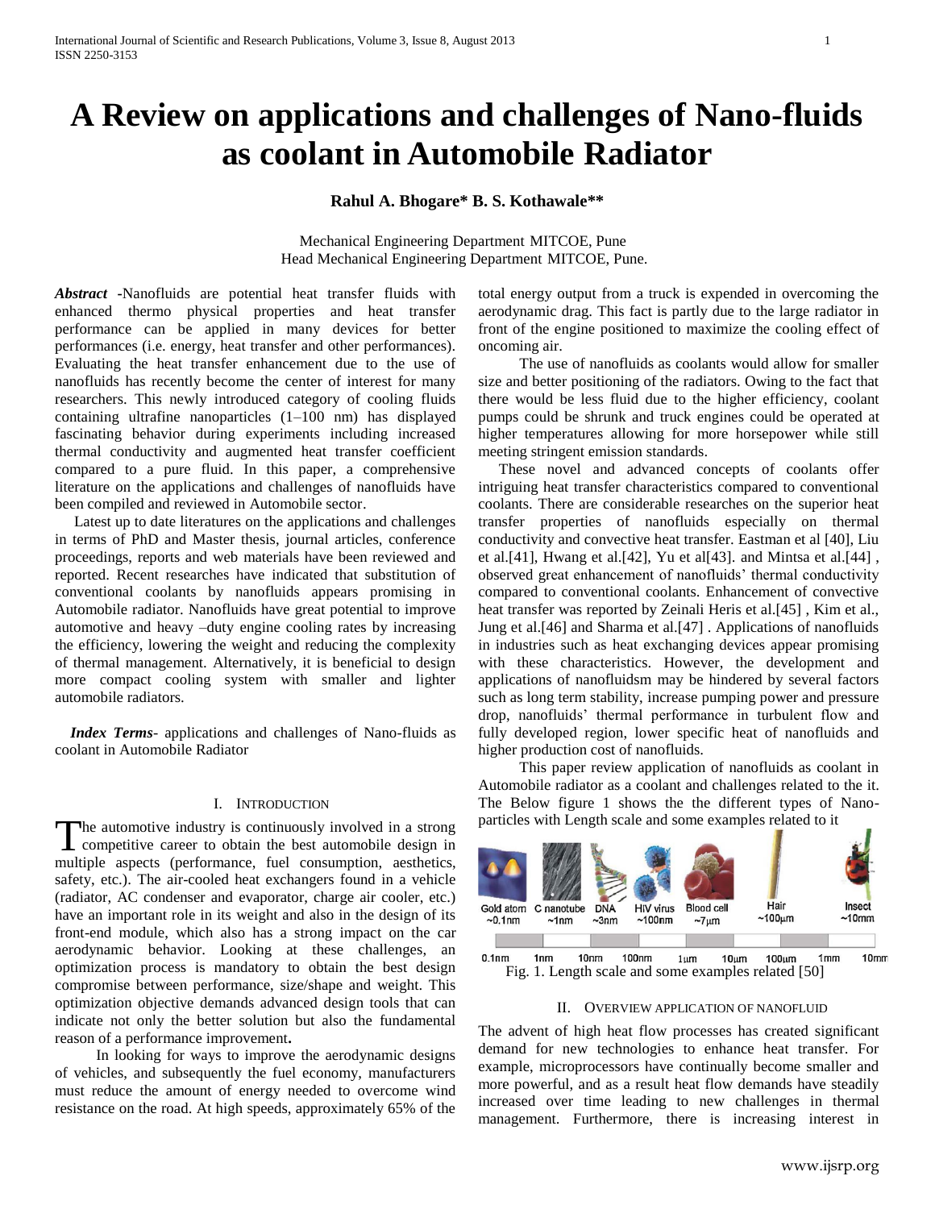# A Review on applications and challenges of Nano-fluids as coolant in Automobile Radiator

**Rahul A. Bhogare\* B. S. Kothawale\*\***

Mechanical Engineering Department MITCOE, Pune
Head Mechanical Engineering Department MITCOE, Pune.

***Abstract*** **-**Nanofluids are potential heat transfer fluids with enhanced thermo physical properties and heat transfer performance can be applied in many devices for better performances (i.e. energy, heat transfer and other performances). Evaluating the heat transfer enhancement due to the use of nanofluids has recently become the center of interest for many researchers. This newly introduced category of cooling fluids containing ultrafine nanoparticles (1–100 nm) has displayed fascinating behavior during experiments including increased thermal conductivity and augmented heat transfer coefficient compared to a pure fluid. In this paper, a comprehensive literature on the applications and challenges of nanofluids have been compiled and reviewed in Automobile sector.

Latest up to date literatures on the applications and challenges in terms of PhD and Master thesis, journal articles, conference proceedings, reports and web materials have been reviewed and reported. Recent researches have indicated that substitution of conventional coolants by nanofluids appears promising in Automobile radiator. Nanofluids have great potential to improve automotive and heavy –duty engine cooling rates by increasing the efficiency, lowering the weight and reducing the complexity of thermal management. Alternatively, it is beneficial to design more compact cooling system with smaller and lighter automobile radiators.

***Index Terms***- applications and challenges of Nano-fluids as coolant in Automobile Radiator

## I. Introduction

The automotive industry is continuously involved in a strong competitive career to obtain the best automobile design in multiple aspects (performance, fuel consumption, aesthetics, safety, etc.). The air-cooled heat exchangers found in a vehicle (radiator, AC condenser and evaporator, charge air cooler, etc.) have an important role in its weight and also in the design of its front-end module, which also has a strong impact on the car aerodynamic behavior. Looking at these challenges, an optimization process is mandatory to obtain the best design compromise between performance, size/shape and weight. This optimization objective demands advanced design tools that can indicate not only the better solution but also the fundamental reason of a performance improvement**.**

In looking for ways to improve the aerodynamic designs of vehicles, and subsequently the fuel economy, manufacturers must reduce the amount of energy needed to overcome wind resistance on the road. At high speeds, approximately 65% of the total energy output from a truck is expended in overcoming the aerodynamic drag. This fact is partly due to the large radiator in front of the engine positioned to maximize the cooling effect of oncoming air.

The use of nanofluids as coolants would allow for smaller size and better positioning of the radiators. Owing to the fact that there would be less fluid due to the higher efficiency, coolant pumps could be shrunk and truck engines could be operated at higher temperatures allowing for more horsepower while still meeting stringent emission standards.

These novel and advanced concepts of coolants offer intriguing heat transfer characteristics compared to conventional coolants. There are considerable researches on the superior heat transfer properties of nanofluids especially on thermal conductivity and convective heat transfer. Eastman et al [40], Liu et al.[41], Hwang et al.[42], Yu et al[43]. and Mintsa et al.[44] , observed great enhancement of nanofluids' thermal conductivity compared to conventional coolants. Enhancement of convective heat transfer was reported by Zeinali Heris et al.[45] , Kim et al., Jung et al.[46] and Sharma et al.[47] . Applications of nanofluids in industries such as heat exchanging devices appear promising with these characteristics. However, the development and applications of nanofluidsm may be hindered by several factors such as long term stability, increase pumping power and pressure drop, nanofluids' thermal performance in turbulent flow and fully developed region, lower specific heat of nanofluids and higher production cost of nanofluids.

This paper review application of nanofluids as coolant in Automobile radiator as a coolant and challenges related to the it. The Below figure 1 shows the the different types of Nano-particles with Length scale and some examples related to it

Fig. 1. Length scale and some examples related [50]

## II. Overview application of nanofluid

The advent of high heat flow processes has created significant demand for new technologies to enhance heat transfer. For example, microprocessors have continually become smaller and more powerful, and as a result heat flow demands have steadily increased over time leading to new challenges in thermal management. Furthermore, there is increasing interest in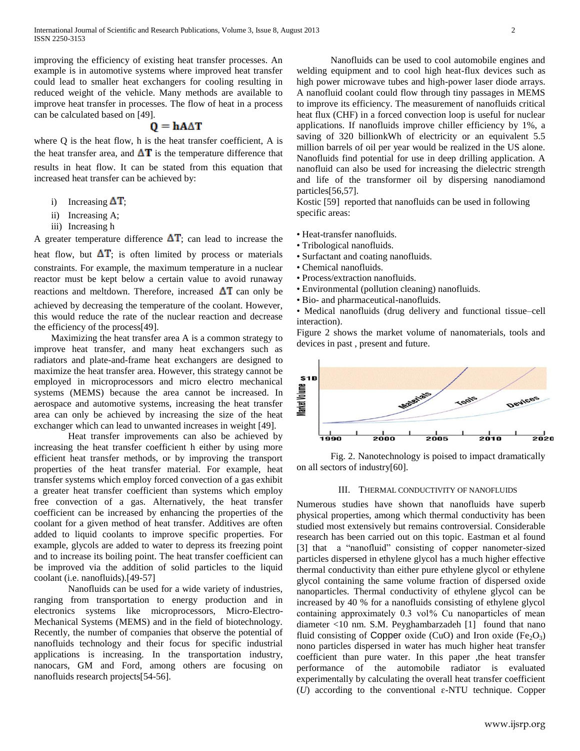improving the efficiency of existing heat transfer processes. An example is in automotive systems where improved heat transfer could lead to smaller heat exchangers for cooling resulting in reduced weight of the vehicle. Many methods are available to improve heat transfer in processes. The flow of heat in a process can be calculated based on [49].

$$Q = hA\Delta T$$

where Q is the heat flow, h is the heat transfer coefficient, A is the heat transfer area, and $\Delta T$ is the temperature difference that results in heat flow. It can be stated from this equation that increased heat transfer can be achieved by:

i) Increasing $\Delta T$;
ii) Increasing A;
iii) Increasing h

A greater temperature difference $\Delta T$; can lead to increase the heat flow, but $\Delta T$; is often limited by process or materials constraints. For example, the maximum temperature in a nuclear reactor must be kept below a certain value to avoid runaway reactions and meltdown. Therefore, increased $\Delta T$ can only be achieved by decreasing the temperature of the coolant. However, this would reduce the rate of the nuclear reaction and decrease the efficiency of the process[49].

Maximizing the heat transfer area A is a common strategy to improve heat transfer, and many heat exchangers such as radiators and plate-and-frame heat exchangers are designed to maximize the heat transfer area. However, this strategy cannot be employed in microprocessors and micro electro mechanical systems (MEMS) because the area cannot be increased. In aerospace and automotive systems, increasing the heat transfer area can only be achieved by increasing the size of the heat exchanger which can lead to unwanted increases in weight [49].

Heat transfer improvements can also be achieved by increasing the heat transfer coefficient h either by using more efficient heat transfer methods, or by improving the transport properties of the heat transfer material. For example, heat transfer systems which employ forced convection of a gas exhibit a greater heat transfer coefficient than systems which employ free convection of a gas. Alternatively, the heat transfer coefficient can be increased by enhancing the properties of the coolant for a given method of heat transfer. Additives are often added to liquid coolants to improve specific properties. For example, glycols are added to water to depress its freezing point and to increase its boiling point. The heat transfer coefficient can be improved via the addition of solid particles to the liquid coolant (i.e. nanofluids).[49-57]

Nanofluids can be used for a wide variety of industries, ranging from transportation to energy production and in electronics systems like microprocessors, Micro-Electro-Mechanical Systems (MEMS) and in the field of biotechnology. Recently, the number of companies that observe the potential of nanofluids technology and their focus for specific industrial applications is increasing. In the transportation industry, nanocars, GM and Ford, among others are focusing on nanofluids research projects[54-56].

Nanofluids can be used to cool automobile engines and welding equipment and to cool high heat-flux devices such as high power microwave tubes and high-power laser diode arrays. A nanofluid coolant could flow through tiny passages in MEMS to improve its efficiency. The measurement of nanofluids critical heat flux (CHF) in a forced convection loop is useful for nuclear applications. If nanofluids improve chiller efficiency by 1%, a saving of 320 billionkWh of electricity or an equivalent 5.5 million barrels of oil per year would be realized in the US alone. Nanofluids find potential for use in deep drilling application. A nanofluid can also be used for increasing the dielectric strength and life of the transformer oil by dispersing nanodiamond particles[56,57].

Kostic [59] reported that nanofluids can be used in following specific areas:

- Heat-transfer nanofluids.
- Tribological nanofluids.
- Surfactant and coating nanofluids.
- Chemical nanofluids.
- Process/extraction nanofluids.
- Environmental (pollution cleaning) nanofluids.
- Bio- and pharmaceutical-nanofluids.
- Medical nanofluids (drug delivery and functional tissue–cell interaction).

Figure 2 shows the market volume of nanomaterials, tools and devices in past , present and future.

Fig. 2. Nanotechnology is poised to impact dramatically on all sectors of industry[60].

## III. Thermal conductivity of nanofluids

Numerous studies have shown that nanofluids have superb physical properties, among which thermal conductivity has been studied most extensively but remains controversial. Considerable research has been carried out on this topic. Eastman et al found [3] that a "nanofluid" consisting of copper nanometer-sized particles dispersed in ethylene glycol has a much higher effective thermal conductivity than either pure ethylene glycol or ethylene glycol containing the same volume fraction of dispersed oxide nanoparticles. Thermal conductivity of ethylene glycol can be increased by 40 % for a nanofluids consisting of ethylene glycol containing approximately 0.3 vol% Cu nanoparticles of mean diameter <10 nm. S.M. Peyghambarzadeh [1] found that nano fluid consisting of Copper oxide (CuO) and Iron oxide ($Fe_2O_3$) nono particles dispersed in water has much higher heat transfer coefficient than pure water. In this paper ,the heat transfer performance of the automobile radiator is evaluated experimentally by calculating the overall heat transfer coefficient (*U*) according to the conventional ε-NTU technique. Copper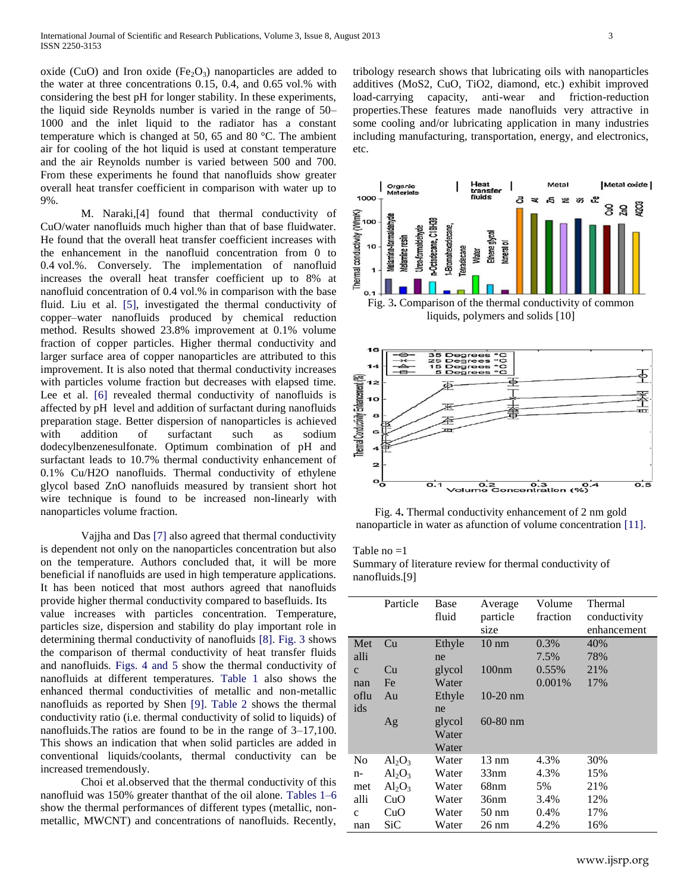oxide (CuO) and Iron oxide ($Fe_2O_3$) nanoparticles are added to the water at three concentrations 0.15, 0.4, and 0.65 vol.% with considering the best pH for longer stability. In these experiments, the liquid side Reynolds number is varied in the range of 50–1000 and the inlet liquid to the radiator has a constant temperature which is changed at 50, 65 and 80 °C. The ambient air for cooling of the hot liquid is used at constant temperature and the air Reynolds number is varied between 500 and 700. From these experiments he found that nanofluids show greater overall heat transfer coefficient in comparison with water up to 9%.

M. Naraki,[4] found that thermal conductivity of CuO/water nanofluids much higher than that of base fluidwater. He found that the overall heat transfer coefficient increases with the enhancement in the nanofluid concentration from 0 to 0.4 vol.%. Conversely. The implementation of nanofluid increases the overall heat transfer coefficient up to 8% at nanofluid concentration of 0.4 vol.% in comparison with the base fluid. Liu et al. [5], investigated the thermal conductivity of copper–water nanofluids produced by chemical reduction method. Results showed 23.8% improvement at 0.1% volume fraction of copper particles. Higher thermal conductivity and larger surface area of copper nanoparticles are attributed to this improvement. It is also noted that thermal conductivity increases with particles volume fraction but decreases with elapsed time. Lee et al. [6] revealed thermal conductivity of nanofluids is affected by pH level and addition of surfactant during nanofluids preparation stage. Better dispersion of nanoparticles is achieved with addition of surfactant such as sodium dodecylbenzenesulfonate. Optimum combination of pH and surfactant leads to 10.7% thermal conductivity enhancement of 0.1% Cu/H2O nanofluids. Thermal conductivity of ethylene glycol based ZnO nanofluids measured by transient short hot wire technique is found to be increased non-linearly with nanoparticles volume fraction.

Vajjha and Das [7] also agreed that thermal conductivity is dependent not only on the nanoparticles concentration but also on the temperature. Authors concluded that, it will be more beneficial if nanofluids are used in high temperature applications. It has been noticed that most authors agreed that nanofluids provide higher thermal conductivity compared to basefluids. Its value increases with particles concentration. Temperature, particles size, dispersion and stability do play important role in determining thermal conductivity of nanofluids [8]. Fig. 3 shows the comparison of thermal conductivity of heat transfer fluids and nanofluids. Figs. 4 and 5 show the thermal conductivity of nanofluids at different temperatures. Table 1 also shows the enhanced thermal conductivities of metallic and non-metallic nanofluids as reported by Shen [9]. Table 2 shows the thermal conductivity ratio (i.e. thermal conductivity of solid to liquids) of nanofluids.The ratios are found to be in the range of 3–17,100. This shows an indication that when solid particles are added in conventional liquids/coolants, thermal conductivity can be increased tremendously.

Choi et al.observed that the thermal conductivity of this nanofluid was 150% greater thanthat of the oil alone. Tables 1–6 show the thermal performances of different types (metallic, non-metallic, MWCNT) and concentrations of nanofluids. Recently, tribology research shows that lubricating oils with nanoparticles additives (MoS2, CuO, TiO2, diamond, etc.) exhibit improved load-carrying capacity, anti-wear and friction-reduction properties.These features made nanofluids very attractive in some cooling and/or lubricating application in many industries including manufacturing, transportation, energy, and electronics, etc.

Fig. 3. Comparison of the thermal conductivity of common liquids, polymers and solids [10]

Fig. 4. Thermal conductivity enhancement of 2 nm gold nanoparticle in water as afunction of volume concentration [11].

Table no =1
Summary of literature review for thermal conductivity of nanofluids.[9]

| | Particle | Base fluid | Average particle size | Volume fraction | Thermal conductivity enhancement |
|---|---|---|---|---|---|
| Metallic nanofluids | Cu | Ethylene glycol | 10 nm | 0.3% | 40% |
| | Cu | Water | 100nm | 7.5% | 78% |
| | Fe | Ethylene glycol | 10-20 nm | 0.55% | 21% |
| | Au | Water | | 0.001% | 17% |
| | Ag | Water | 60-80 nm | | |
| Non-metallic nan | $Al_2O_3$ | Water | 13 nm | 4.3% | 30% |
| | $Al_2O_3$ | Water | 33nm | 4.3% | 15% |
| | $Al_2O_3$ | Water | 68nm | 5% | 21% |
| | CuO | Water | 36nm | 3.4% | 12% |
| | CuO | Water | 50 nm | 0.4% | 17% |
| | SiC | Water | 26 nm | 4.2% | 16% |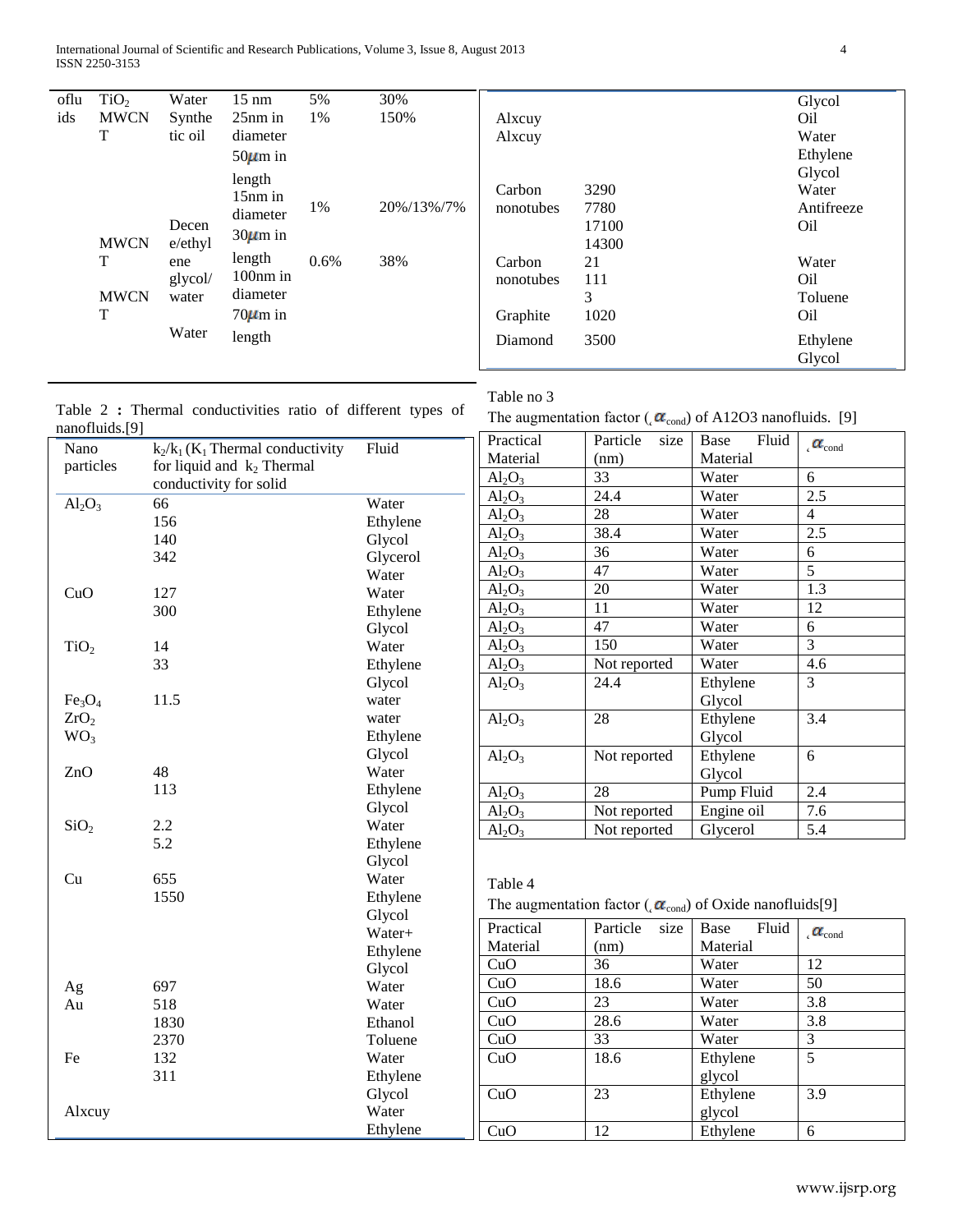| oflu ids | $TiO_2$ | Water | 15 nm | 5% | 30% |
|---|---|---|---|---|---|
| | MWCNT | Synthetic oil | 25nm in diameter 50$\mu$m in length | 1% | 150% |
| | MWCNT | Decene/ethylene glycol/water | 15nm in diameter 30$\mu$m in length | 1% | 20%/13%/7% |
| | MWCNT | Water | 100nm in diameter 70$\mu$m in length | 0.6% | 38% |

Table 2 **:** Thermal conductivities ratio of different types of nanofluids.[9]

| Nano particles | $k_2/k_1$ ($K_1$ Thermal conductivity for liquid and $k_2$ Thermal conductivity for solid | Fluid |
|---|---|---|
| $Al_2O_3$ | 66 | Water |
| | 156 | Ethylene Glycol |
| | 140 | Glycerol |
| | 342 | Water |
| CuO | 127 | Water |
| | 300 | Ethylene Glycol |
| $TiO_2$ | 14 | Water |
| | 33 | Ethylene Glycol |
| $Fe_3O_4$ | 11.5 | water |
| $ZrO_2$ | | water |
| $WO_3$ | | Ethylene Glycol |
| ZnO | 48 | Water |
| | 113 | Ethylene Glycol |
| $SiO_2$ | 2.2 | Water |
| | 5.2 | Ethylene Glycol |
| Cu | 655 | Water |
| | 1550 | Ethylene Glycol |
| | | Water+ Ethylene Glycol |
| Ag | 697 | Water |
| Au | 518 | Water |
| | 1830 | Ethanol |
| | 2370 | Toluene |
| Fe | 132 | Water |
| | 311 | Ethylene Glycol |
| Alxcuy | | Water |
| | | Ethylene Glycol |
| Alxcuy | | Oil |
| Alxcuy | | Water |
| | | Ethylene Glycol |
| Carbon nonotubes | 3290 | Water |
| | 7780 | Antifreeze |
| | 17100 | Oil |
| | 14300 | |
| Carbon nonotubes | 21 | Water |
| | 111 | Oil |
| | 3 | Toluene |
| Graphite | 1020 | Oil |
| Diamond | 3500 | Ethylene Glycol |

Table no 3

The augmentation factor ($\alpha_{cond}$) of A12O3 nanofluids. [9]

| Practical Material | Particle size (nm) | Base Fluid Material | $\alpha_{cond}$ |
|---|---|---|---|
| $Al_2O_3$ | 33 | Water | 6 |
| $Al_2O_3$ | 24.4 | Water | 2.5 |
| $Al_2O_3$ | 28 | Water | 4 |
| $Al_2O_3$ | 38.4 | Water | 2.5 |
| $Al_2O_3$ | 36 | Water | 6 |
| $Al_2O_3$ | 47 | Water | 5 |
| $Al_2O_3$ | 20 | Water | 1.3 |
| $Al_2O_3$ | 11 | Water | 12 |
| $Al_2O_3$ | 47 | Water | 6 |
| $Al_2O_3$ | 150 | Water | 3 |
| $Al_2O_3$ | Not reported | Water | 4.6 |
| $Al_2O_3$ | 24.4 | Ethylene Glycol | 3 |
| $Al_2O_3$ | 28 | Ethylene Glycol | 3.4 |
| $Al_2O_3$ | Not reported | Ethylene Glycol | 6 |
| $Al_2O_3$ | 28 | Pump Fluid | 2.4 |
| $Al_2O_3$ | Not reported | Engine oil | 7.6 |
| $Al_2O_3$ | Not reported | Glycerol | 5.4 |

Table 4

The augmentation factor ($\alpha_{cond}$) of Oxide nanofluids[9]

| Practical Material | Particle size (nm) | Base Fluid Material | $\alpha_{cond}$ |
|---|---|---|---|
| CuO | 36 | Water | 12 |
| CuO | 18.6 | Water | 50 |
| CuO | 23 | Water | 3.8 |
| CuO | 28.6 | Water | 3.8 |
| CuO | 33 | Water | 3 |
| CuO | 18.6 | Ethylene glycol | 5 |
| CuO | 23 | Ethylene glycol | 3.9 |
| CuO | 12 | Ethylene | 6 |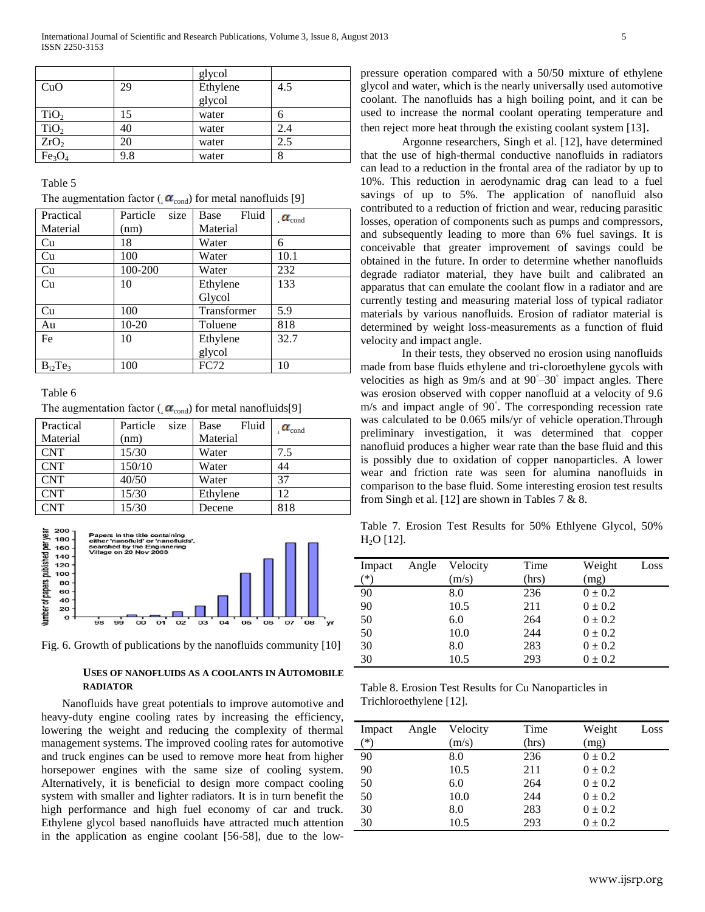| | | glycol | |
|---|---|---|---|
| CuO | 29 | Ethylene glycol | 4.5 |
| $TiO_2$ | 15 | water | 6 |
| $TiO_2$ | 40 | water | 2.4 |
| $ZrO_2$ | 20 | water | 2.5 |
| $Fe_3O_4$ | 9.8 | water | 8 |

Table 5

The augmentation factor ($\alpha_{cond}$) for metal nanofluids [9]

| Practical Material | Particle size (nm) | Base Fluid Material | $\alpha_{cond}$ |
|---|---|---|---|
| Cu | 18 | Water | 6 |
| Cu | 100 | Water | 10.1 |
| Cu | 100-200 | Water | 232 |
| Cu | 10 | Ethylene Glycol | 133 |
| Cu | 100 | Transformer | 5.9 |
| Au | 10-20 | Toluene | 818 |
| Fe | 10 | Ethylene glycol | 32.7 |
| $B_{i2}Te_3$ | 100 | FC72 | 10 |

Table 6

The augmentation factor ($\alpha_{cond}$) for metal nanofluids[9]

| Practical Material | Particle size (nm) | Base Fluid Material | $\alpha_{cond}$ |
|---|---|---|---|
| CNT | 15/30 | Water | 7.5 |
| CNT | 150/10 | Water | 44 |
| CNT | 40/50 | Water | 37 |
| CNT | 15/30 | Ethylene | 12 |
| CNT | 15/30 | Decene | 818 |

Fig. 6. Growth of publications by the nanofluids community [10]

### USES OF NANOFLUIDS AS A COOLANTS IN AUTOMOBILE RADIATOR

Nanofluids have great potentials to improve automotive and heavy-duty engine cooling rates by increasing the efficiency, lowering the weight and reducing the complexity of thermal management systems. The improved cooling rates for automotive and truck engines can be used to remove more heat from higher horsepower engines with the same size of cooling system. Alternatively, it is beneficial to design more compact cooling system with smaller and lighter radiators. It is in turn benefit the high performance and high fuel economy of car and truck. Ethylene glycol based nanofluids have attracted much attention in the application as engine coolant [56-58], due to the low-pressure operation compared with a 50/50 mixture of ethylene glycol and water, which is the nearly universally used automotive coolant. The nanofluids has a high boiling point, and it can be used to increase the normal coolant operating temperature and then reject more heat through the existing coolant system [13].

Argonne researchers, Singh et al. [12], have determined that the use of high-thermal conductive nanofluids in radiators can lead to a reduction in the frontal area of the radiator by up to 10%. This reduction in aerodynamic drag can lead to a fuel savings of up to 5%. The application of nanofluid also contributed to a reduction of friction and wear, reducing parasitic losses, operation of components such as pumps and compressors, and subsequently leading to more than 6% fuel savings. It is conceivable that greater improvement of savings could be obtained in the future. In order to determine whether nanofluids degrade radiator material, they have built and calibrated an apparatus that can emulate the coolant flow in a radiator and are currently testing and measuring material loss of typical radiator materials by various nanofluids. Erosion of radiator material is determined by weight loss-measurements as a function of fluid velocity and impact angle.

In their tests, they observed no erosion using nanofluids made from base fluids ethylene and tri-cloroethylene gycols with velocities as high as 9m/s and at 90°–30° impact angles. There was erosion observed with copper nanofluid at a velocity of 9.6 m/s and impact angle of 90°. The corresponding recession rate was calculated to be 0.065 mils/yr of vehicle operation.Through preliminary investigation, it was determined that copper nanofluid produces a higher wear rate than the base fluid and this is possibly due to oxidation of copper nanoparticles. A lower wear and friction rate was seen for alumina nanofluids in comparison to the base fluid. Some interesting erosion test results from Singh et al. [12] are shown in Tables 7 & 8.

Table 7. Erosion Test Results for 50% Ethlyene Glycol, 50% $H_2O$ [12].

| Impact Angle (*) | Velocity (m/s) | Time (hrs) | Weight Loss (mg) |
|---|---|---|---|
| 90 | 8.0 | 236 | 0 ± 0.2 |
| 90 | 10.5 | 211 | 0 ± 0.2 |
| 50 | 6.0 | 264 | 0 ± 0.2 |
| 50 | 10.0 | 244 | 0 ± 0.2 |
| 30 | 8.0 | 283 | 0 ± 0.2 |
| 30 | 10.5 | 293 | 0 ± 0.2 |

Table 8. Erosion Test Results for Cu Nanoparticles in Trichloroethylene [12].

| Impact Angle (*) | Velocity (m/s) | Time (hrs) | Weight Loss (mg) |
|---|---|---|---|
| 90 | 8.0 | 236 | 0 ± 0.2 |
| 90 | 10.5 | 211 | 0 ± 0.2 |
| 50 | 6.0 | 264 | 0 ± 0.2 |
| 50 | 10.0 | 244 | 0 ± 0.2 |
| 30 | 8.0 | 283 | 0 ± 0.2 |
| 30 | 10.5 | 293 | 0 ± 0.2 |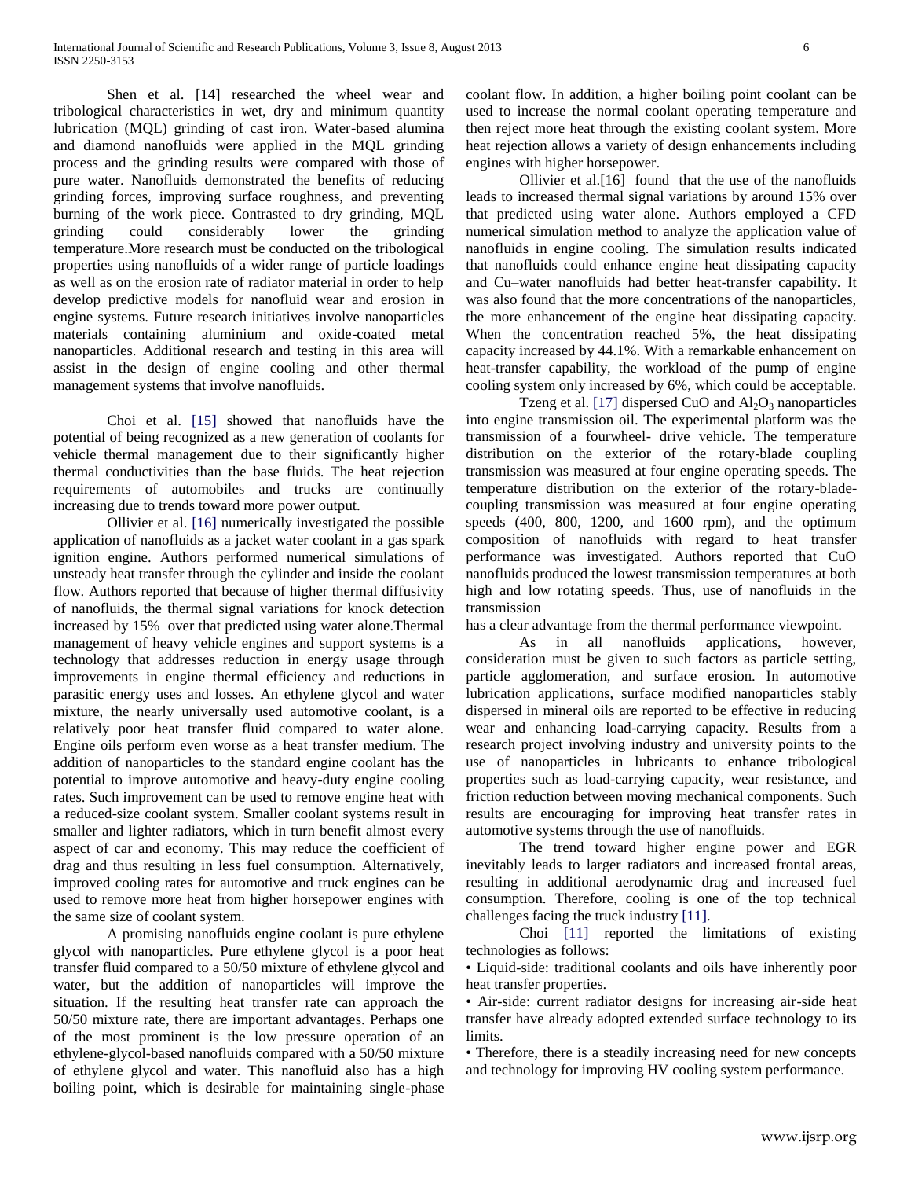Shen et al. [14] researched the wheel wear and tribological characteristics in wet, dry and minimum quantity lubrication (MQL) grinding of cast iron. Water-based alumina and diamond nanofluids were applied in the MQL grinding process and the grinding results were compared with those of pure water. Nanofluids demonstrated the benefits of reducing grinding forces, improving surface roughness, and preventing burning of the work piece. Contrasted to dry grinding, MQL grinding could considerably lower the grinding temperature.More research must be conducted on the tribological properties using nanofluids of a wider range of particle loadings as well as on the erosion rate of radiator material in order to help develop predictive models for nanofluid wear and erosion in engine systems. Future research initiatives involve nanoparticles materials containing aluminium and oxide-coated metal nanoparticles. Additional research and testing in this area will assist in the design of engine cooling and other thermal management systems that involve nanofluids.

Choi et al. [15] showed that nanofluids have the potential of being recognized as a new generation of coolants for vehicle thermal management due to their significantly higher thermal conductivities than the base fluids. The heat rejection requirements of automobiles and trucks are continually increasing due to trends toward more power output.

Ollivier et al. [16] numerically investigated the possible application of nanofluids as a jacket water coolant in a gas spark ignition engine. Authors performed numerical simulations of unsteady heat transfer through the cylinder and inside the coolant flow. Authors reported that because of higher thermal diffusivity of nanofluids, the thermal signal variations for knock detection increased by 15% over that predicted using water alone.Thermal management of heavy vehicle engines and support systems is a technology that addresses reduction in energy usage through improvements in engine thermal efficiency and reductions in parasitic energy uses and losses. An ethylene glycol and water mixture, the nearly universally used automotive coolant, is a relatively poor heat transfer fluid compared to water alone. Engine oils perform even worse as a heat transfer medium. The addition of nanoparticles to the standard engine coolant has the potential to improve automotive and heavy-duty engine cooling rates. Such improvement can be used to remove engine heat with a reduced-size coolant system. Smaller coolant systems result in smaller and lighter radiators, which in turn benefit almost every aspect of car and economy. This may reduce the coefficient of drag and thus resulting in less fuel consumption. Alternatively, improved cooling rates for automotive and truck engines can be used to remove more heat from higher horsepower engines with the same size of coolant system.

A promising nanofluids engine coolant is pure ethylene glycol with nanoparticles. Pure ethylene glycol is a poor heat transfer fluid compared to a 50/50 mixture of ethylene glycol and water, but the addition of nanoparticles will improve the situation. If the resulting heat transfer rate can approach the 50/50 mixture rate, there are important advantages. Perhaps one of the most prominent is the low pressure operation of an ethylene-glycol-based nanofluids compared with a 50/50 mixture of ethylene glycol and water. This nanofluid also has a high boiling point, which is desirable for maintaining single-phase coolant flow. In addition, a higher boiling point coolant can be used to increase the normal coolant operating temperature and then reject more heat through the existing coolant system. More heat rejection allows a variety of design enhancements including engines with higher horsepower.

Ollivier et al.[16] found that the use of the nanofluids leads to increased thermal signal variations by around 15% over that predicted using water alone. Authors employed a CFD numerical simulation method to analyze the application value of nanofluids in engine cooling. The simulation results indicated that nanofluids could enhance engine heat dissipating capacity and Cu–water nanofluids had better heat-transfer capability. It was also found that the more concentrations of the nanoparticles, the more enhancement of the engine heat dissipating capacity. When the concentration reached 5%, the heat dissipating capacity increased by 44.1%. With a remarkable enhancement on heat-transfer capability, the workload of the pump of engine cooling system only increased by 6%, which could be acceptable.

Tzeng et al. [17] dispersed CuO and $Al_2O_3$ nanoparticles into engine transmission oil. The experimental platform was the transmission of a fourwheel- drive vehicle. The temperature distribution on the exterior of the rotary-blade coupling transmission was measured at four engine operating speeds. The temperature distribution on the exterior of the rotary-blade-coupling transmission was measured at four engine operating speeds (400, 800, 1200, and 1600 rpm), and the optimum composition of nanofluids with regard to heat transfer performance was investigated. Authors reported that CuO nanofluids produced the lowest transmission temperatures at both high and low rotating speeds. Thus, use of nanofluids in the transmission has a clear advantage from the thermal performance viewpoint.

As in all nanofluids applications, however, consideration must be given to such factors as particle setting, particle agglomeration, and surface erosion. In automotive lubrication applications, surface modified nanoparticles stably dispersed in mineral oils are reported to be effective in reducing wear and enhancing load-carrying capacity. Results from a research project involving industry and university points to the use of nanoparticles in lubricants to enhance tribological properties such as load-carrying capacity, wear resistance, and friction reduction between moving mechanical components. Such results are encouraging for improving heat transfer rates in automotive systems through the use of nanofluids.

The trend toward higher engine power and EGR inevitably leads to larger radiators and increased frontal areas, resulting in additional aerodynamic drag and increased fuel consumption. Therefore, cooling is one of the top technical challenges facing the truck industry [11].

Choi [11] reported the limitations of existing technologies as follows:

- Liquid-side: traditional coolants and oils have inherently poor heat transfer properties.
- Air-side: current radiator designs for increasing air-side heat transfer have already adopted extended surface technology to its limits.
- Therefore, there is a steadily increasing need for new concepts and technology for improving HV cooling system performance.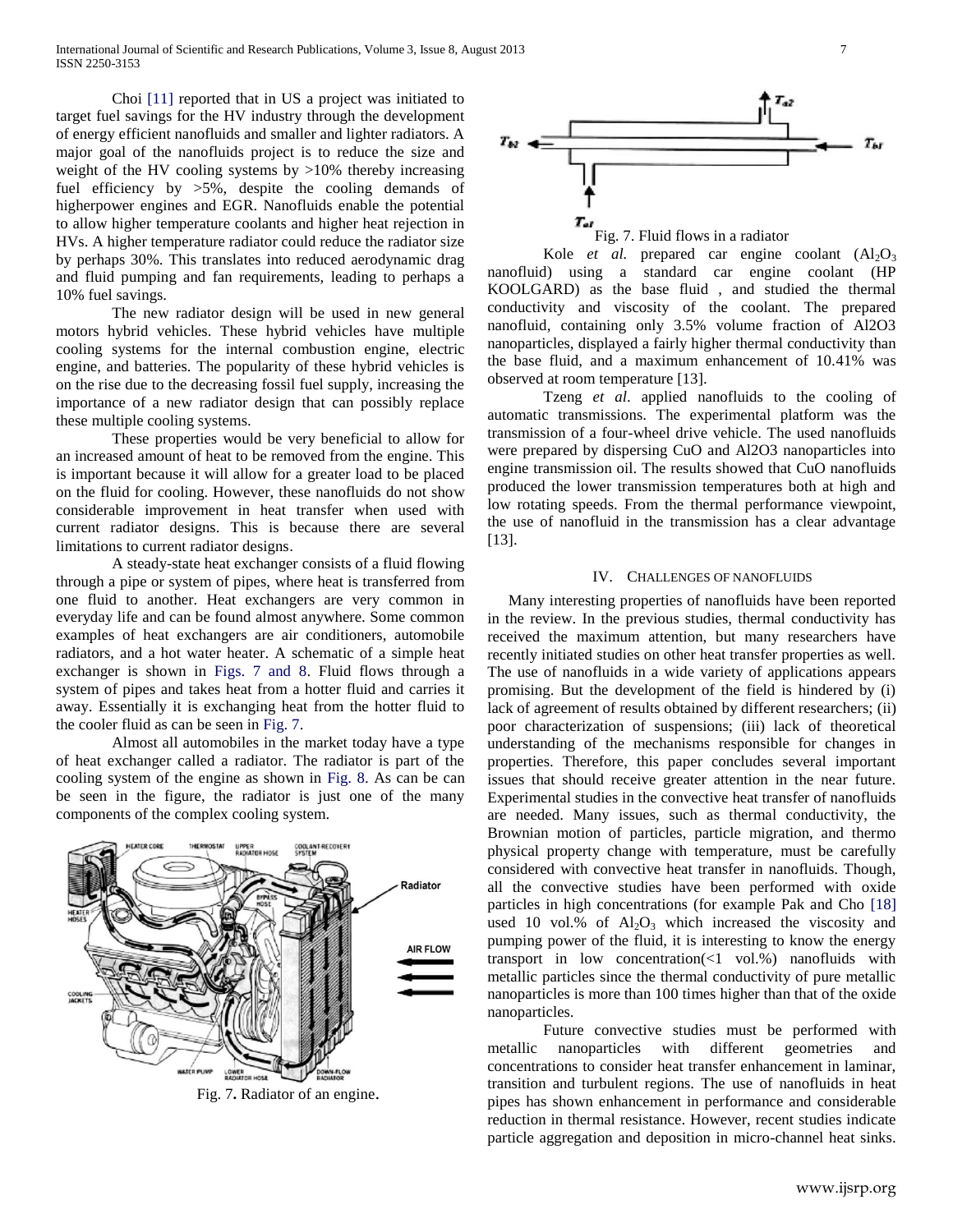Choi [11] reported that in US a project was initiated to target fuel savings for the HV industry through the development of energy efficient nanofluids and smaller and lighter radiators. A major goal of the nanofluids project is to reduce the size and weight of the HV cooling systems by >10% thereby increasing fuel efficiency by >5%, despite the cooling demands of higherpower engines and EGR. Nanofluids enable the potential to allow higher temperature coolants and higher heat rejection in HVs. A higher temperature radiator could reduce the radiator size by perhaps 30%. This translates into reduced aerodynamic drag and fluid pumping and fan requirements, leading to perhaps a 10% fuel savings.

The new radiator design will be used in new general motors hybrid vehicles. These hybrid vehicles have multiple cooling systems for the internal combustion engine, electric engine, and batteries. The popularity of these hybrid vehicles is on the rise due to the decreasing fossil fuel supply, increasing the importance of a new radiator design that can possibly replace these multiple cooling systems.

These properties would be very beneficial to allow for an increased amount of heat to be removed from the engine. This is important because it will allow for a greater load to be placed on the fluid for cooling. However, these nanofluids do not show considerable improvement in heat transfer when used with current radiator designs. This is because there are several limitations to current radiator designs.

A steady-state heat exchanger consists of a fluid flowing through a pipe or system of pipes, where heat is transferred from one fluid to another. Heat exchangers are very common in everyday life and can be found almost anywhere. Some common examples of heat exchangers are air conditioners, automobile radiators, and a hot water heater. A schematic of a simple heat exchanger is shown in Figs. 7 and 8. Fluid flows through a system of pipes and takes heat from a hotter fluid and carries it away. Essentially it is exchanging heat from the hotter fluid to the cooler fluid as can be seen in Fig. 7.

Almost all automobiles in the market today have a type of heat exchanger called a radiator. The radiator is part of the cooling system of the engine as shown in Fig. 8. As can be can be seen in the figure, the radiator is just one of the many components of the complex cooling system.

Fig. 7. Radiator of an engine.

Fig. 7. Fluid flows in a radiator

Kole *et al.* prepared car engine coolant ($Al_2O_3$ nanofluid) using a standard car engine coolant (HP KOOLGARD) as the base fluid , and studied the thermal conductivity and viscosity of the coolant. The prepared nanofluid, containing only 3.5% volume fraction of Al2O3 nanoparticles, displayed a fairly higher thermal conductivity than the base fluid, and a maximum enhancement of 10.41% was observed at room temperature [13].

Tzeng *et al*. applied nanofluids to the cooling of automatic transmissions. The experimental platform was the transmission of a four-wheel drive vehicle. The used nanofluids were prepared by dispersing CuO and Al2O3 nanoparticles into engine transmission oil. The results showed that CuO nanofluids produced the lower transmission temperatures both at high and low rotating speeds. From the thermal performance viewpoint, the use of nanofluid in the transmission has a clear advantage [13].

## IV. Challenges of Nanofluids

Many interesting properties of nanofluids have been reported in the review. In the previous studies, thermal conductivity has received the maximum attention, but many researchers have recently initiated studies on other heat transfer properties as well. The use of nanofluids in a wide variety of applications appears promising. But the development of the field is hindered by (i) lack of agreement of results obtained by different researchers; (ii) poor characterization of suspensions; (iii) lack of theoretical understanding of the mechanisms responsible for changes in properties. Therefore, this paper concludes several important issues that should receive greater attention in the near future. Experimental studies in the convective heat transfer of nanofluids are needed. Many issues, such as thermal conductivity, the Brownian motion of particles, particle migration, and thermo physical property change with temperature, must be carefully considered with convective heat transfer in nanofluids. Though, all the convective studies have been performed with oxide particles in high concentrations (for example Pak and Cho [18] used 10 vol.% of $Al_2O_3$ which increased the viscosity and pumping power of the fluid, it is interesting to know the energy transport in low concentration(<1 vol.%) nanofluids with metallic particles since the thermal conductivity of pure metallic nanoparticles is more than 100 times higher than that of the oxide nanoparticles.

Future convective studies must be performed with metallic nanoparticles with different geometries and concentrations to consider heat transfer enhancement in laminar, transition and turbulent regions. The use of nanofluids in heat pipes has shown enhancement in performance and considerable reduction in thermal resistance. However, recent studies indicate particle aggregation and deposition in micro-channel heat sinks.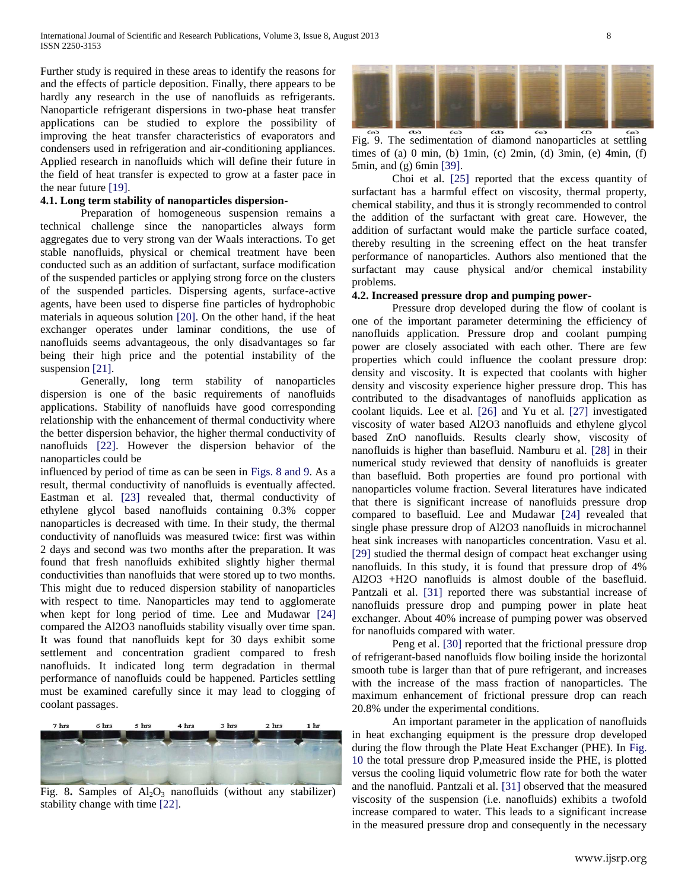Further study is required in these areas to identify the reasons for and the effects of particle deposition. Finally, there appears to be hardly any research in the use of nanofluids as refrigerants. Nanoparticle refrigerant dispersions in two-phase heat transfer applications can be studied to explore the possibility of improving the heat transfer characteristics of evaporators and condensers used in refrigeration and air-conditioning appliances. Applied research in nanofluids which will define their future in the field of heat transfer is expected to grow at a faster pace in the near future [19].

**4.1. Long term stability of nanoparticles dispersion-**

Preparation of homogeneous suspension remains a technical challenge since the nanoparticles always form aggregates due to very strong van der Waals interactions. To get stable nanofluids, physical or chemical treatment have been conducted such as an addition of surfactant, surface modification of the suspended particles or applying strong force on the clusters of the suspended particles. Dispersing agents, surface-active agents, have been used to disperse fine particles of hydrophobic materials in aqueous solution [20]. On the other hand, if the heat exchanger operates under laminar conditions, the use of nanofluids seems advantageous, the only disadvantages so far being their high price and the potential instability of the suspension [21].

Generally, long term stability of nanoparticles dispersion is one of the basic requirements of nanofluids applications. Stability of nanofluids have good corresponding relationship with the enhancement of thermal conductivity where the better dispersion behavior, the higher thermal conductivity of nanofluids [22]. However the dispersion behavior of the nanoparticles could be influenced by period of time as can be seen in Figs. 8 and 9. As a result, thermal conductivity of nanofluids is eventually affected. Eastman et al. [23] revealed that, thermal conductivity of ethylene glycol based nanofluids containing 0.3% copper nanoparticles is decreased with time. In their study, the thermal conductivity of nanofluids was measured twice: first was within 2 days and second was two months after the preparation. It was found that fresh nanofluids exhibited slightly higher thermal conductivities than nanofluids that were stored up to two months. This might due to reduced dispersion stability of nanoparticles with respect to time. Nanoparticles may tend to agglomerate when kept for long period of time. Lee and Mudawar [24] compared the Al2O3 nanofluids stability visually over time span. It was found that nanofluids kept for 30 days exhibit some settlement and concentration gradient compared to fresh nanofluids. It indicated long term degradation in thermal performance of nanofluids could be happened. Particles settling must be examined carefully since it may lead to clogging of coolant passages.

Fig. 8. Samples of $Al_2O_3$ nanofluids (without any stabilizer) stability change with time [22].

Fig. 9. The sedimentation of diamond nanoparticles at settling times of (a) 0 min, (b) 1min, (c) 2min, (d) 3min, (e) 4min, (f) 5min, and (g) 6min [39].

Choi et al. [25] reported that the excess quantity of surfactant has a harmful effect on viscosity, thermal property, chemical stability, and thus it is strongly recommended to control the addition of the surfactant with great care. However, the addition of surfactant would make the particle surface coated, thereby resulting in the screening effect on the heat transfer performance of nanoparticles. Authors also mentioned that the surfactant may cause physical and/or chemical instability problems.

**4.2. Increased pressure drop and pumping power-**

Pressure drop developed during the flow of coolant is one of the important parameter determining the efficiency of nanofluids application. Pressure drop and coolant pumping power are closely associated with each other. There are few properties which could influence the coolant pressure drop: density and viscosity. It is expected that coolants with higher density and viscosity experience higher pressure drop. This has contributed to the disadvantages of nanofluids application as coolant liquids. Lee et al. [26] and Yu et al. [27] investigated viscosity of water based Al2O3 nanofluids and ethylene glycol based ZnO nanofluids. Results clearly show, viscosity of nanofluids is higher than basefluid. Namburu et al. [28] in their numerical study reviewed that density of nanofluids is greater than basefluid. Both properties are found pro portional with nanoparticles volume fraction. Several literatures have indicated that there is significant increase of nanofluids pressure drop compared to basefluid. Lee and Mudawar [24] revealed that single phase pressure drop of Al2O3 nanofluids in microchannel heat sink increases with nanoparticles concentration. Vasu et al. [29] studied the thermal design of compact heat exchanger using nanofluids. In this study, it is found that pressure drop of 4% Al2O3 +H2O nanofluids is almost double of the basefluid. Pantzali et al. [31] reported there was substantial increase of nanofluids pressure drop and pumping power in plate heat exchanger. About 40% increase of pumping power was observed for nanofluids compared with water.

Peng et al. [30] reported that the frictional pressure drop of refrigerant-based nanofluids flow boiling inside the horizontal smooth tube is larger than that of pure refrigerant, and increases with the increase of the mass fraction of nanoparticles. The maximum enhancement of frictional pressure drop can reach 20.8% under the experimental conditions.

An important parameter in the application of nanofluids in heat exchanging equipment is the pressure drop developed during the flow through the Plate Heat Exchanger (PHE). In Fig. 10 the total pressure drop P,measured inside the PHE, is plotted versus the cooling liquid volumetric flow rate for both the water and the nanofluid. Pantzali et al. [31] observed that the measured viscosity of the suspension (i.e. nanofluids) exhibits a twofold increase compared to water. This leads to a significant increase in the measured pressure drop and consequently in the necessary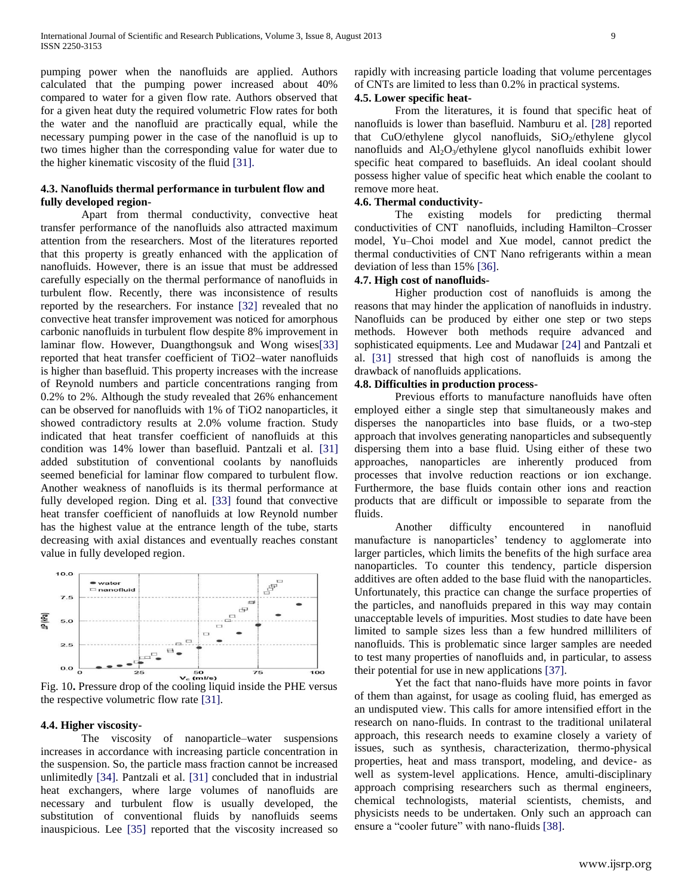pumping power when the nanofluids are applied. Authors calculated that the pumping power increased about 40% compared to water for a given flow rate. Authors observed that for a given heat duty the required volumetric Flow rates for both the water and the nanofluid are practically equal, while the necessary pumping power in the case of the nanofluid is up to two times higher than the corresponding value for water due to the higher kinematic viscosity of the fluid [31].

### 4.3. Nanofluids thermal performance in turbulent flow and fully developed region-

Apart from thermal conductivity, convective heat transfer performance of the nanofluids also attracted maximum attention from the researchers. Most of the literatures reported that this property is greatly enhanced with the application of nanofluids. However, there is an issue that must be addressed carefully especially on the thermal performance of nanofluids in turbulent flow. Recently, there was inconsistence of results reported by the researchers. For instance [32] revealed that no convective heat transfer improvement was noticed for amorphous carbonic nanofluids in turbulent flow despite 8% improvement in laminar flow. However, Duangthongsuk and Wong wises[33] reported that heat transfer coefficient of TiO2–water nanofluids is higher than basefluid. This property increases with the increase of Reynold numbers and particle concentrations ranging from 0.2% to 2%. Although the study revealed that 26% enhancement can be observed for nanofluids with 1% of TiO2 nanoparticles, it showed contradictory results at 2.0% volume fraction. Study indicated that heat transfer coefficient of nanofluids at this condition was 14% lower than basefluid. Pantzali et al. [31] added substitution of conventional coolants by nanofluids seemed beneficial for laminar flow compared to turbulent flow. Another weakness of nanofluids is its thermal performance at fully developed region. Ding et al. [33] found that convective heat transfer coefficient of nanofluids at low Reynold number has the highest value at the entrance length of the tube, starts decreasing with axial distances and eventually reaches constant value in fully developed region.

Fig. 10. Pressure drop of the cooling liquid inside the PHE versus the respective volumetric flow rate [31].

### 4.4. Higher viscosity-

The viscosity of nanoparticle–water suspensions increases in accordance with increasing particle concentration in the suspension. So, the particle mass fraction cannot be increased unlimitedly [34]. Pantzali et al. [31] concluded that in industrial heat exchangers, where large volumes of nanofluids are necessary and turbulent flow is usually developed, the substitution of conventional fluids by nanofluids seems inauspicious. Lee [35] reported that the viscosity increased so rapidly with increasing particle loading that volume percentages of CNTs are limited to less than 0.2% in practical systems.

### 4.5. Lower specific heat-

From the literatures, it is found that specific heat of nanofluids is lower than basefluid. Namburu et al. [28] reported that CuO/ethylene glycol nanofluids, $SiO_2$/ethylene glycol nanofluids and $Al_2O_3$/ethylene glycol nanofluids exhibit lower specific heat compared to basefluids. An ideal coolant should possess higher value of specific heat which enable the coolant to remove more heat.

### 4.6. Thermal conductivity-

The existing models for predicting thermal conductivities of CNT nanofluids, including Hamilton–Crosser model, Yu–Choi model and Xue model, cannot predict the thermal conductivities of CNT Nano refrigerants within a mean deviation of less than 15% [36].

### 4.7. High cost of nanofluids-

Higher production cost of nanofluids is among the reasons that may hinder the application of nanofluids in industry. Nanofluids can be produced by either one step or two steps methods. However both methods require advanced and sophisticated equipments. Lee and Mudawar [24] and Pantzali et al. [31] stressed that high cost of nanofluids is among the drawback of nanofluids applications.

### 4.8. Difficulties in production process-

Previous efforts to manufacture nanofluids have often employed either a single step that simultaneously makes and disperses the nanoparticles into base fluids, or a two-step approach that involves generating nanoparticles and subsequently dispersing them into a base fluid. Using either of these two approaches, nanoparticles are inherently produced from processes that involve reduction reactions or ion exchange. Furthermore, the base fluids contain other ions and reaction products that are difficult or impossible to separate from the fluids.

Another difficulty encountered in nanofluid manufacture is nanoparticles' tendency to agglomerate into larger particles, which limits the benefits of the high surface area nanoparticles. To counter this tendency, particle dispersion additives are often added to the base fluid with the nanoparticles. Unfortunately, this practice can change the surface properties of the particles, and nanofluids prepared in this way may contain unacceptable levels of impurities. Most studies to date have been limited to sample sizes less than a few hundred milliliters of nanofluids. This is problematic since larger samples are needed to test many properties of nanofluids and, in particular, to assess their potential for use in new applications [37].

Yet the fact that nano-fluids have more points in favor of them than against, for usage as cooling fluid, has emerged as an undisputed view. This calls for amore intensified effort in the research on nano-fluids. In contrast to the traditional unilateral approach, this research needs to examine closely a variety of issues, such as synthesis, characterization, thermo-physical properties, heat and mass transport, modeling, and device- as well as system-level applications. Hence, amulti-disciplinary approach comprising researchers such as thermal engineers, chemical technologists, material scientists, chemists, and physicists needs to be undertaken. Only such an approach can ensure a "cooler future" with nano-fluids [38].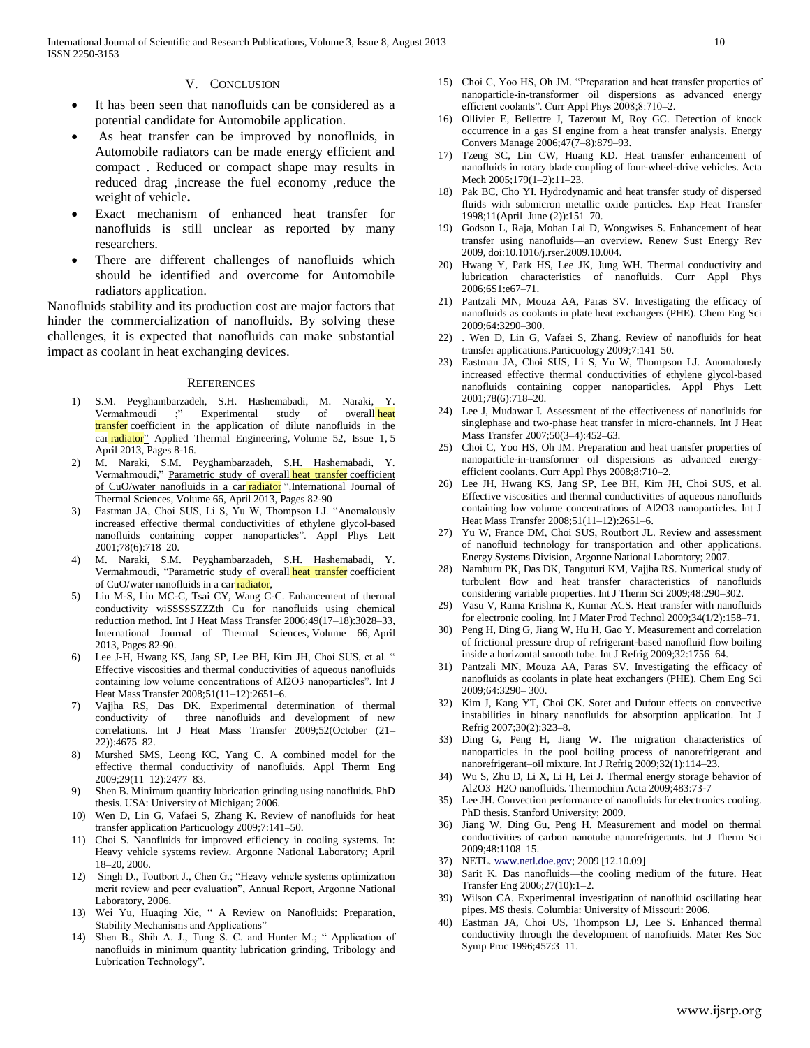## V. Conclusion

- It has been seen that nanofluids can be considered as a potential candidate for Automobile application.
- As heat transfer can be improved by nonofluids, in Automobile radiators can be made energy efficient and compact . Reduced or compact shape may results in reduced drag ,increase the fuel economy ,reduce the weight of vehicle**.**
- Exact mechanism of enhanced heat transfer for nanofluids is still unclear as reported by many researchers.
- There are different challenges of nanofluids which should be identified and overcome for Automobile radiators application.

Nanofluids stability and its production cost are major factors that hinder the commercialization of nanofluids. By solving these challenges, it is expected that nanofluids can make substantial impact as coolant in heat exchanging devices.

## References

1) S.M. Peyghambarzadeh, S.H. Hashemabadi, M. Naraki, Y. Vermahmoudi ;" Experimental study of overall heat transfer coefficient in the application of dilute nanofluids in the car radiator" Applied Thermal Engineering, Volume 52, Issue 1, 5 April 2013, Pages 8-16.
2) M. Naraki, S.M. Peyghambarzadeh, S.H. Hashemabadi, Y. Vermahmoudi," Parametric study of overall heat transfer coefficient of CuO/water nanofluids in a car radiator ".International Journal of Thermal Sciences, Volume 66, April 2013, Pages 82-90
3) Eastman JA, Choi SUS, Li S, Yu W, Thompson LJ. "Anomalously increased effective thermal conductivities of ethylene glycol-based nanofluids containing copper nanoparticles". Appl Phys Lett 2001;78(6):718–20.
4) M. Naraki, S.M. Peyghambarzadeh, S.H. Hashemabadi, Y. Vermahmoudi, "Parametric study of overall heat transfer coefficient of CuO/water nanofluids in a car radiator,
5) Liu M-S, Lin MC-C, Tsai CY, Wang C-C. Enhancement of thermal conductivity wiSSSSSZZZth Cu for nanofluids using chemical reduction method. Int J Heat Mass Transfer 2006;49(17–18):3028–33, International Journal of Thermal Sciences, Volume 66, April 2013, Pages 82-90.
6) Lee J-H, Hwang KS, Jang SP, Lee BH, Kim JH, Choi SUS, et al. " Effective viscosities and thermal conductivities of aqueous nanofluids containing low volume concentrations of Al2O3 nanoparticles". Int J Heat Mass Transfer 2008;51(11–12):2651–6.
7) Vajjha RS, Das DK. Experimental determination of thermal conductivity of three nanofluids and development of new correlations. Int J Heat Mass Transfer 2009;52(October (21–22)):4675–82.
8) Murshed SMS, Leong KC, Yang C. A combined model for the effective thermal conductivity of nanofluids. Appl Therm Eng 2009;29(11–12):2477–83.
9) Shen B. Minimum quantity lubrication grinding using nanofluids. PhD thesis. USA: University of Michigan; 2006.
10) Wen D, Lin G, Vafaei S, Zhang K. Review of nanofluids for heat transfer application Particuology 2009;7:141–50.
11) Choi S. Nanofluids for improved efficiency in cooling systems. In: Heavy vehicle systems review. Argonne National Laboratory; April 18–20, 2006.
12) Singh D., Toutbort J., Chen G.; "Heavy vehicle systems optimization merit review and peer evaluation", Annual Report, Argonne National Laboratory, 2006.
13) Wei Yu, Huaqing Xie, " A Review on Nanofluids: Preparation, Stability Mechanisms and Applications"
14) Shen B., Shih A. J., Tung S. C. and Hunter M.; " Application of nanofluids in minimum quantity lubrication grinding, Tribology and Lubrication Technology".
15) Choi C, Yoo HS, Oh JM. "Preparation and heat transfer properties of nanoparticle-in-transformer oil dispersions as advanced energy efficient coolants". Curr Appl Phys 2008;8:710–2.
16) Ollivier E, Bellettre J, Tazerout M, Roy GC. Detection of knock occurrence in a gas SI engine from a heat transfer analysis. Energy Convers Manage 2006;47(7–8):879–93.
17) Tzeng SC, Lin CW, Huang KD. Heat transfer enhancement of nanofluids in rotary blade coupling of four-wheel-drive vehicles. Acta Mech 2005;179(1–2):11–23.
18) Pak BC, Cho YI. Hydrodynamic and heat transfer study of dispersed fluids with submicron metallic oxide particles. Exp Heat Transfer 1998;11(April–June (2)):151–70.
19) Godson L, Raja, Mohan Lal D, Wongwises S. Enhancement of heat transfer using nanofluids—an overview. Renew Sust Energy Rev 2009, doi:10.1016/j.rser.2009.10.004.
20) Hwang Y, Park HS, Lee JK, Jung WH. Thermal conductivity and lubrication characteristics of nanofluids. Curr Appl Phys 2006;6S1:e67–71.
21) Pantzali MN, Mouza AA, Paras SV. Investigating the efficacy of nanofluids as coolants in plate heat exchangers (PHE). Chem Eng Sci 2009;64:3290–300.
22) . Wen D, Lin G, Vafaei S, Zhang. Review of nanofluids for heat transfer applications.Particuology 2009;7:141–50.
23) Eastman JA, Choi SUS, Li S, Yu W, Thompson LJ. Anomalously increased effective thermal conductivities of ethylene glycol-based nanofluids containing copper nanoparticles. Appl Phys Lett 2001;78(6):718–20.
24) Lee J, Mudawar I. Assessment of the effectiveness of nanofluids for singlephase and two-phase heat transfer in micro-channels. Int J Heat Mass Transfer 2007;50(3–4):452–63.
25) Choi C, Yoo HS, Oh JM. Preparation and heat transfer properties of nanoparticle-in-transformer oil dispersions as advanced energy-efficient coolants. Curr Appl Phys 2008;8:710–2.
26) Lee JH, Hwang KS, Jang SP, Lee BH, Kim JH, Choi SUS, et al. Effective viscosities and thermal conductivities of aqueous nanofluids containing low volume concentrations of Al2O3 nanoparticles. Int J Heat Mass Transfer 2008;51(11–12):2651–6.
27) Yu W, France DM, Choi SUS, Routbort JL. Review and assessment of nanofluid technology for transportation and other applications. Energy Systems Division, Argonne National Laboratory; 2007.
28) Namburu PK, Das DK, Tanguturi KM, Vajjha RS. Numerical study of turbulent flow and heat transfer characteristics of nanofluids considering variable properties. Int J Therm Sci 2009;48:290–302.
29) Vasu V, Rama Krishna K, Kumar ACS. Heat transfer with nanofluids for electronic cooling. Int J Mater Prod Technol 2009;34(1/2):158–71.
30) Peng H, Ding G, Jiang W, Hu H, Gao Y. Measurement and correlation of frictional pressure drop of refrigerant-based nanofluid flow boiling inside a horizontal smooth tube. Int J Refrig 2009;32:1756–64.
31) Pantzali MN, Mouza AA, Paras SV. Investigating the efficacy of nanofluids as coolants in plate heat exchangers (PHE). Chem Eng Sci 2009;64:3290– 300.
32) Kim J, Kang YT, Choi CK. Soret and Dufour effects on convective instabilities in binary nanofluids for absorption application. Int J Refrig 2007;30(2):323–8.
33) Ding G, Peng H, Jiang W. The migration characteristics of nanoparticles in the pool boiling process of nanorefrigerant and nanorefrigerant–oil mixture. Int J Refrig 2009;32(1):114–23.
34) Wu S, Zhu D, Li X, Li H, Lei J. Thermal energy storage behavior of Al2O3–H2O nanofluids. Thermochim Acta 2009;483:73-7
35) Lee JH. Convection performance of nanofluids for electronics cooling. PhD thesis. Stanford University; 2009.
36) Jiang W, Ding Gu, Peng H. Measurement and model on thermal conductivities of carbon nanotube nanorefrigerants. Int J Therm Sci 2009;48:1108–15.
37) NETL. www.netl.doe.gov; 2009 [12.10.09]
38) Sarit K. Das nanofluids—the cooling medium of the future. Heat Transfer Eng 2006;27(10):1–2.
39) Wilson CA. Experimental investigation of nanofluid oscillating heat pipes. MS thesis. Columbia: University of Missouri: 2006.
40) Eastman JA, Choi US, Thompson LJ, Lee S. Enhanced thermal conductivity through the development of nanofiuids. Mater Res Soc Symp Proc 1996;457:3–11.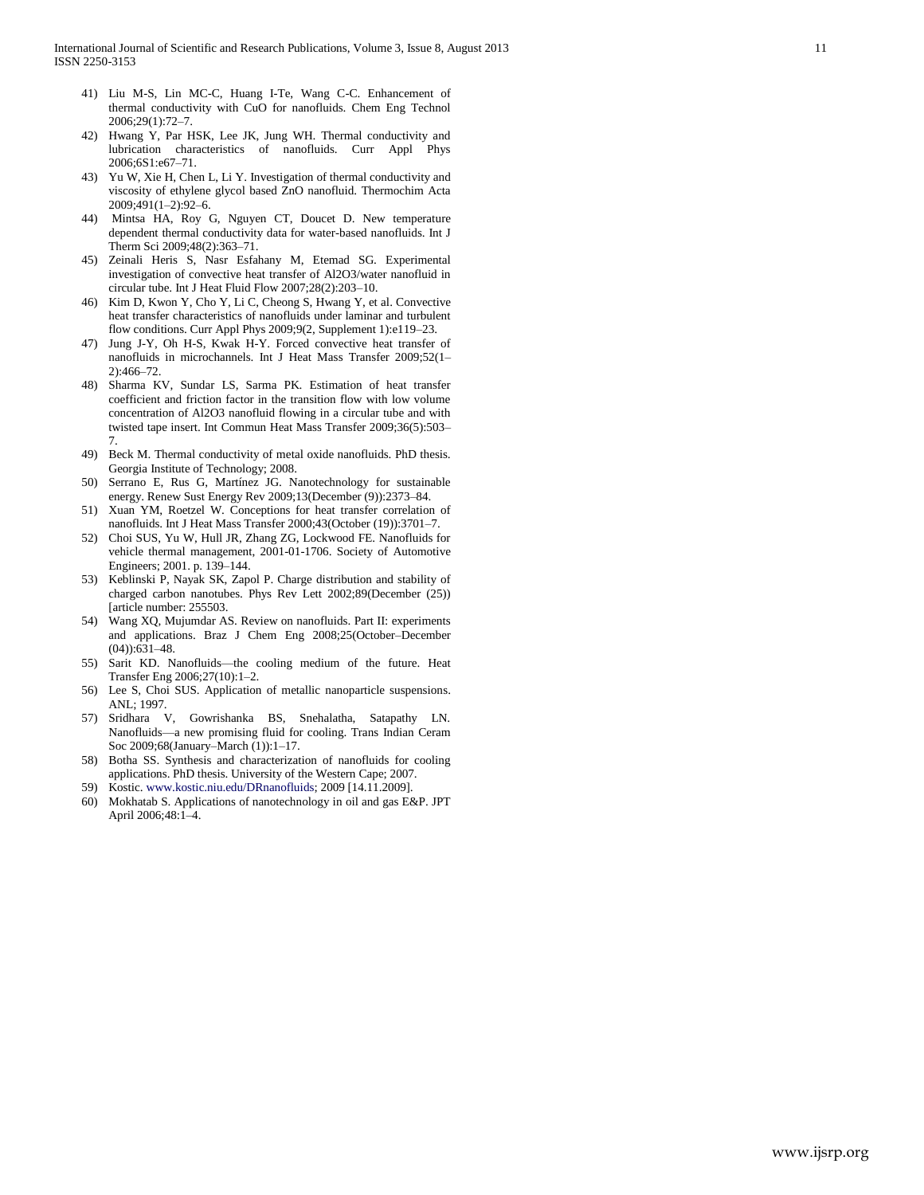41) Liu M-S, Lin MC-C, Huang I-Te, Wang C-C. Enhancement of thermal conductivity with CuO for nanofluids. Chem Eng Technol 2006;29(1):72–7.
42) Hwang Y, Par HSK, Lee JK, Jung WH. Thermal conductivity and lubrication characteristics of nanofluids. Curr Appl Phys 2006;6S1:e67–71.
43) Yu W, Xie H, Chen L, Li Y. Investigation of thermal conductivity and viscosity of ethylene glycol based ZnO nanofluid. Thermochim Acta 2009;491(1–2):92–6.
44) Mintsa HA, Roy G, Nguyen CT, Doucet D. New temperature dependent thermal conductivity data for water-based nanofluids. Int J Therm Sci 2009;48(2):363–71.
45) Zeinali Heris S, Nasr Esfahany M, Etemad SG. Experimental investigation of convective heat transfer of Al2O3/water nanofluid in circular tube. Int J Heat Fluid Flow 2007;28(2):203–10.
46) Kim D, Kwon Y, Cho Y, Li C, Cheong S, Hwang Y, et al. Convective heat transfer characteristics of nanofluids under laminar and turbulent flow conditions. Curr Appl Phys 2009;9(2, Supplement 1):e119–23.
47) Jung J-Y, Oh H-S, Kwak H-Y. Forced convective heat transfer of nanofluids in microchannels. Int J Heat Mass Transfer 2009;52(1–2):466–72.
48) Sharma KV, Sundar LS, Sarma PK. Estimation of heat transfer coefficient and friction factor in the transition flow with low volume concentration of Al2O3 nanofluid flowing in a circular tube and with twisted tape insert. Int Commun Heat Mass Transfer 2009;36(5):503–7.
49) Beck M. Thermal conductivity of metal oxide nanofluids. PhD thesis. Georgia Institute of Technology; 2008.
50) Serrano E, Rus G, Martínez JG. Nanotechnology for sustainable energy. Renew Sust Energy Rev 2009;13(December (9)):2373–84.
51) Xuan YM, Roetzel W. Conceptions for heat transfer correlation of nanofluids. Int J Heat Mass Transfer 2000;43(October (19)):3701–7.
52) Choi SUS, Yu W, Hull JR, Zhang ZG, Lockwood FE. Nanofluids for vehicle thermal management, 2001-01-1706. Society of Automotive Engineers; 2001. p. 139–144.
53) Keblinski P, Nayak SK, Zapol P. Charge distribution and stability of charged carbon nanotubes. Phys Rev Lett 2002;89(December (25)) [article number: 255503.
54) Wang XQ, Mujumdar AS. Review on nanofluids. Part II: experiments and applications. Braz J Chem Eng 2008;25(October–December (04)):631–48.
55) Sarit KD. Nanofluids—the cooling medium of the future. Heat Transfer Eng 2006;27(10):1–2.
56) Lee S, Choi SUS. Application of metallic nanoparticle suspensions. ANL; 1997.
57) Sridhara V, Gowrishanka BS, Snehalatha, Satapathy LN. Nanofluids—a new promising fluid for cooling. Trans Indian Ceram Soc 2009;68(January–March (1)):1–17.
58) Botha SS. Synthesis and characterization of nanofluids for cooling applications. PhD thesis. University of the Western Cape; 2007.
59) Kostic. www.kostic.niu.edu/DRnanofluids; 2009 [14.11.2009].
60) Mokhatab S. Applications of nanotechnology in oil and gas E&P. JPT April 2006;48:1–4.